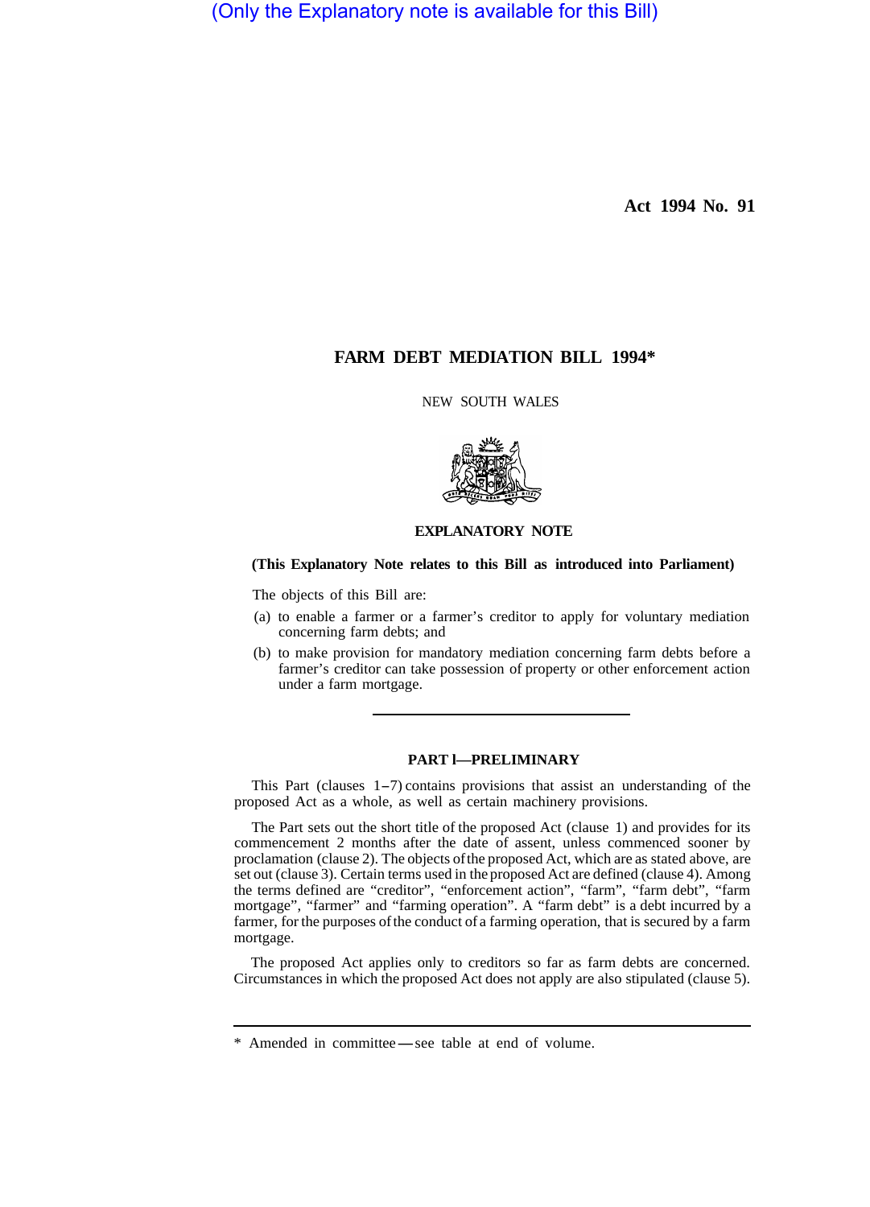(Only the Explanatory note is available for this Bill)

**Act 1994 No. 91**

# FARM DEBT MEDIATION BILL 1994*

NEW SOUTH WALES

## EXPLANATORY NOTE

**(This Explanatory Note relates to this Bill as introduced into Parliament)**

The objects of this Bill are:

(a) to enable a farmer or a farmer's creditor to apply for voluntary mediation concerning farm debts; and

(b) to make provision for mandatory mediation concerning farm debts before a farmer's creditor can take possession of property or other enforcement action under a farm mortgage.

---

### PART 1—PRELIMINARY

This Part (clauses 1–7) contains provisions that assist an understanding of the proposed Act as a whole, as well as certain machinery provisions.

The Part sets out the short title of the proposed Act (clause 1) and provides for its commencement 2 months after the date of assent, unless commenced sooner by proclamation (clause 2). The objects of the proposed Act, which are as stated above, are set out (clause 3). Certain terms used in the proposed Act are defined (clause 4). Among the terms defined are "creditor", "enforcement action", "farm", "farm debt", "farm mortgage", "farmer" and "farming operation". A "farm debt" is a debt incurred by a farmer, for the purposes of the conduct of a farming operation, that is secured by a farm mortgage.

The proposed Act applies only to creditors so far as farm debts are concerned. Circumstances in which the proposed Act does not apply are also stipulated (clause 5).

---

\* Amended in committee—see table at end of volume.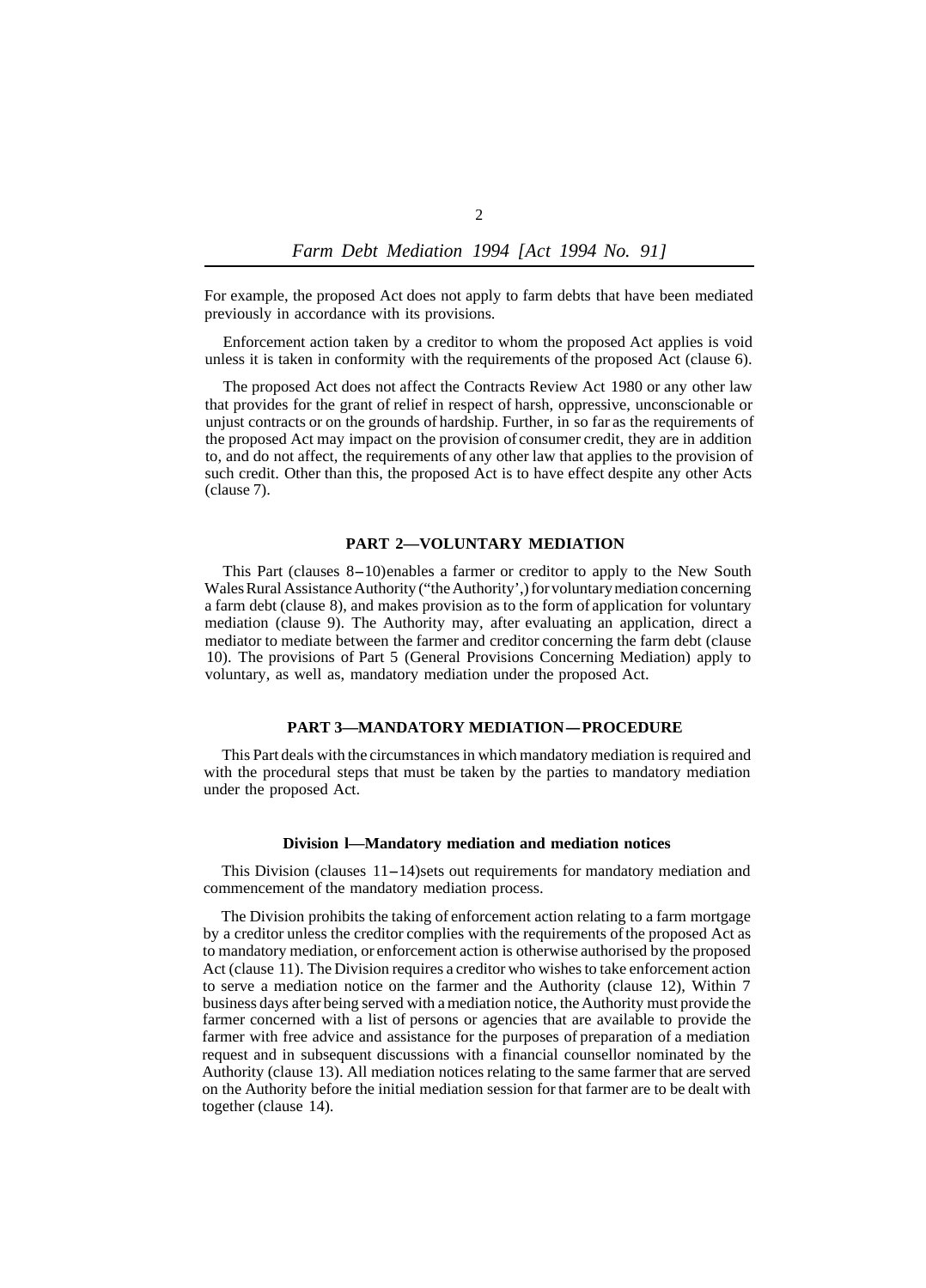For example, the proposed Act does not apply to farm debts that have been mediated previously in accordance with its provisions.

Enforcement action taken by a creditor to whom the proposed Act applies is void unless it is taken in conformity with the requirements of the proposed Act (clause 6).

The proposed Act does not affect the Contracts Review Act 1980 or any other law that provides for the grant of relief in respect of harsh, oppressive, unconscionable or unjust contracts or on the grounds of hardship. Further, in so far as the requirements of the proposed Act may impact on the provision of consumer credit, they are in addition to, and do not affect, the requirements of any other law that applies to the provision of such credit. Other than this, the proposed Act is to have effect despite any other Acts (clause 7).

## PART 2—VOLUNTARY MEDIATION

This Part (clauses 8–10) enables a farmer or creditor to apply to the New South Wales Rural Assistance Authority ("the Authority',) for voluntary mediation concerning a farm debt (clause 8), and makes provision as to the form of application for voluntary mediation (clause 9). The Authority may, after evaluating an application, direct a mediator to mediate between the farmer and creditor concerning the farm debt (clause 10). The provisions of Part 5 (General Provisions Concerning Mediation) apply to voluntary, as well as, mandatory mediation under the proposed Act.

## PART 3—MANDATORY MEDIATION—PROCEDURE

This Part deals with the circumstances in which mandatory mediation is required and with the procedural steps that must be taken by the parties to mandatory mediation under the proposed Act.

### Division l—Mandatory mediation and mediation notices

This Division (clauses 11–14) sets out requirements for mandatory mediation and commencement of the mandatory mediation process.

The Division prohibits the taking of enforcement action relating to a farm mortgage by a creditor unless the creditor complies with the requirements of the proposed Act as to mandatory mediation, or enforcement action is otherwise authorised by the proposed Act (clause 11). The Division requires a creditor who wishes to take enforcement action to serve a mediation notice on the farmer and the Authority (clause 12), Within 7 business days after being served with a mediation notice, the Authority must provide the farmer concerned with a list of persons or agencies that are available to provide the farmer with free advice and assistance for the purposes of preparation of a mediation request and in subsequent discussions with a financial counsellor nominated by the Authority (clause 13). All mediation notices relating to the same farmer that are served on the Authority before the initial mediation session for that farmer are to be dealt with together (clause 14).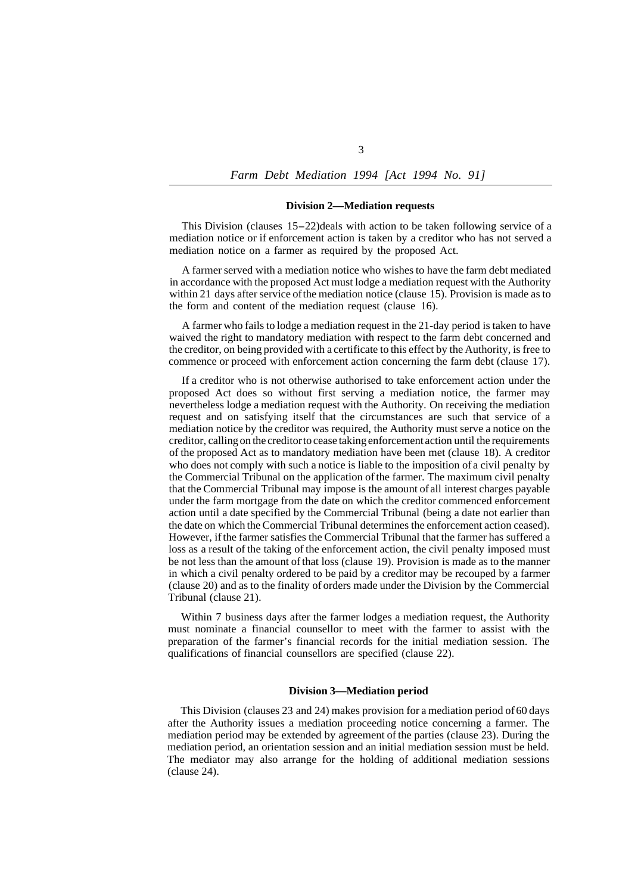### Division 2—Mediation requests

This Division (clauses 15–22)deals with action to be taken following service of a mediation notice or if enforcement action is taken by a creditor who has not served a mediation notice on a farmer as required by the proposed Act.

A farmer served with a mediation notice who wishes to have the farm debt mediated in accordance with the proposed Act must lodge a mediation request with the Authority within 21 days after service of the mediation notice (clause 15). Provision is made as to the form and content of the mediation request (clause 16).

A farmer who fails to lodge a mediation request in the 21-day period is taken to have waived the right to mandatory mediation with respect to the farm debt concerned and the creditor, on being provided with a certificate to this effect by the Authority, is free to commence or proceed with enforcement action concerning the farm debt (clause 17).

If a creditor who is not otherwise authorised to take enforcement action under the proposed Act does so without first serving a mediation notice, the farmer may nevertheless lodge a mediation request with the Authority. On receiving the mediation request and on satisfying itself that the circumstances are such that service of a mediation notice by the creditor was required, the Authority must serve a notice on the creditor, calling on the creditor to cease taking enforcement action until the requirements of the proposed Act as to mandatory mediation have been met (clause 18). A creditor who does not comply with such a notice is liable to the imposition of a civil penalty by the Commercial Tribunal on the application of the farmer. The maximum civil penalty that the Commercial Tribunal may impose is the amount of all interest charges payable under the farm mortgage from the date on which the creditor commenced enforcement action until a date specified by the Commercial Tribunal (being a date not earlier than the date on which the Commercial Tribunal determines the enforcement action ceased). However, if the farmer satisfies the Commercial Tribunal that the farmer has suffered a loss as a result of the taking of the enforcement action, the civil penalty imposed must be not less than the amount of that loss (clause 19). Provision is made as to the manner in which a civil penalty ordered to be paid by a creditor may be recouped by a farmer (clause 20) and as to the finality of orders made under the Division by the Commercial Tribunal (clause 21).

Within 7 business days after the farmer lodges a mediation request, the Authority must nominate a financial counsellor to meet with the farmer to assist with the preparation of the farmer's financial records for the initial mediation session. The qualifications of financial counsellors are specified (clause 22).

### Division 3—Mediation period

This Division (clauses 23 and 24) makes provision for a mediation period of 60 days after the Authority issues a mediation proceeding notice concerning a farmer. The mediation period may be extended by agreement of the parties (clause 23). During the mediation period, an orientation session and an initial mediation session must be held. The mediator may also arrange for the holding of additional mediation sessions (clause 24).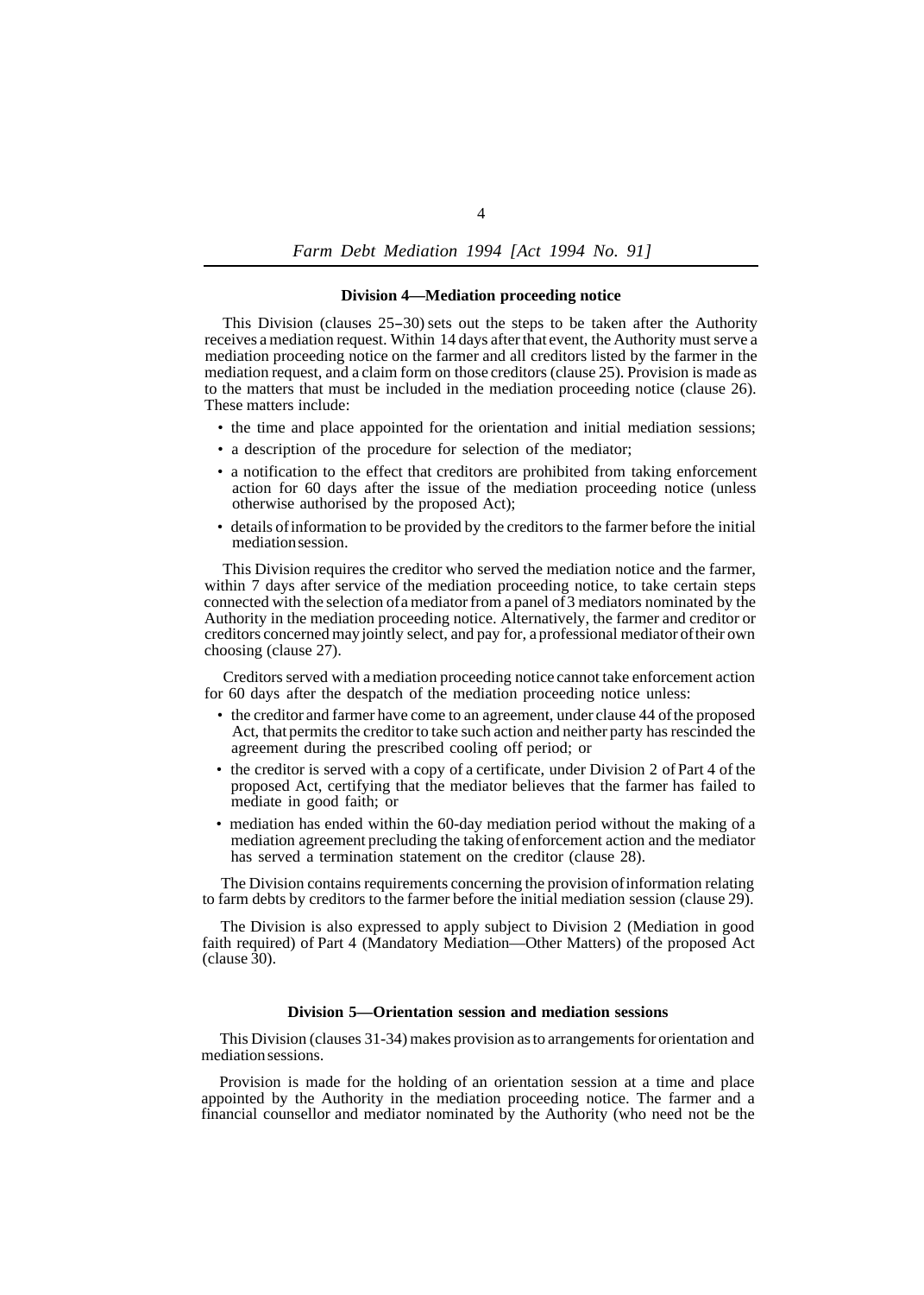### Division 4—Mediation proceeding notice

This Division (clauses 25–30) sets out the steps to be taken after the Authority receives a mediation request. Within 14 days after that event, the Authority must serve a mediation proceeding notice on the farmer and all creditors listed by the farmer in the mediation request, and a claim form on those creditors (clause 25). Provision is made as to the matters that must be included in the mediation proceeding notice (clause 26). These matters include:

- the time and place appointed for the orientation and initial mediation sessions;
- a description of the procedure for selection of the mediator;
- a notification to the effect that creditors are prohibited from taking enforcement action for 60 days after the issue of the mediation proceeding notice (unless otherwise authorised by the proposed Act);
- details of information to be provided by the creditors to the farmer before the initial mediation session.

This Division requires the creditor who served the mediation notice and the farmer, within 7 days after service of the mediation proceeding notice, to take certain steps connected with the selection of a mediator from a panel of 3 mediators nominated by the Authority in the mediation proceeding notice. Alternatively, the farmer and creditor or creditors concerned may jointly select, and pay for, a professional mediator of their own choosing (clause 27).

Creditors served with a mediation proceeding notice cannot take enforcement action for 60 days after the despatch of the mediation proceeding notice unless:

- the creditor and farmer have come to an agreement, under clause 44 of the proposed Act, that permits the creditor to take such action and neither party has rescinded the agreement during the prescribed cooling off period; or
- the creditor is served with a copy of a certificate, under Division 2 of Part 4 of the proposed Act, certifying that the mediator believes that the farmer has failed to mediate in good faith; or
- mediation has ended within the 60-day mediation period without the making of a mediation agreement precluding the taking of enforcement action and the mediator has served a termination statement on the creditor (clause 28).

The Division contains requirements concerning the provision of information relating to farm debts by creditors to the farmer before the initial mediation session (clause 29).

The Division is also expressed to apply subject to Division 2 (Mediation in good faith required) of Part 4 (Mandatory Mediation—Other Matters) of the proposed Act (clause 30).

### Division 5—Orientation session and mediation sessions

This Division (clauses 31-34) makes provision as to arrangements for orientation and mediation sessions.

Provision is made for the holding of an orientation session at a time and place appointed by the Authority in the mediation proceeding notice. The farmer and a financial counsellor and mediator nominated by the Authority (who need not be the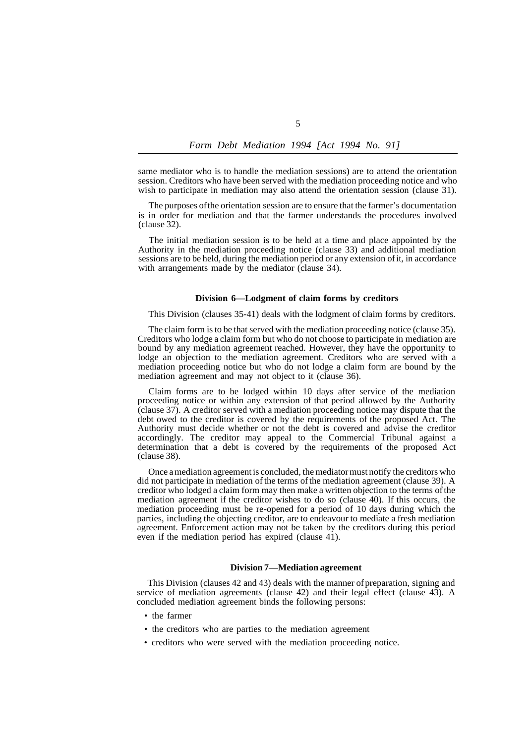same mediator who is to handle the mediation sessions) are to attend the orientation session. Creditors who have been served with the mediation proceeding notice and who wish to participate in mediation may also attend the orientation session (clause 31).

The purposes of the orientation session are to ensure that the farmer's documentation is in order for mediation and that the farmer understands the procedures involved (clause 32).

The initial mediation session is to be held at a time and place appointed by the Authority in the mediation proceeding notice (clause 33) and additional mediation sessions are to be held, during the mediation period or any extension of it, in accordance with arrangements made by the mediator (clause 34).

**Division 6—Lodgment of claim forms by creditors**

This Division (clauses 35-41) deals with the lodgment of claim forms by creditors.

The claim form is to be that served with the mediation proceeding notice (clause 35). Creditors who lodge a claim form but who do not choose to participate in mediation are bound by any mediation agreement reached. However, they have the opportunity to lodge an objection to the mediation agreement. Creditors who are served with a mediation proceeding notice but who do not lodge a claim form are bound by the mediation agreement and may not object to it (clause 36).

Claim forms are to be lodged within 10 days after service of the mediation proceeding notice or within any extension of that period allowed by the Authority (clause 37). A creditor served with a mediation proceeding notice may dispute that the debt owed to the creditor is covered by the requirements of the proposed Act. The Authority must decide whether or not the debt is covered and advise the creditor accordingly. The creditor may appeal to the Commercial Tribunal against a determination that a debt is covered by the requirements of the proposed Act (clause 38).

Once a mediation agreement is concluded, the mediator must notify the creditors who did not participate in mediation of the terms of the mediation agreement (clause 39). A creditor who lodged a claim form may then make a written objection to the terms of the mediation agreement if the creditor wishes to do so (clause 40). If this occurs, the mediation proceeding must be re-opened for a period of 10 days during which the parties, including the objecting creditor, are to endeavour to mediate a fresh mediation agreement. Enforcement action may not be taken by the creditors during this period even if the mediation period has expired (clause 41).

**Division 7—Mediation agreement**

This Division (clauses 42 and 43) deals with the manner of preparation, signing and service of mediation agreements (clause 42) and their legal effect (clause 43). A concluded mediation agreement binds the following persons:

- the farmer
- the creditors who are parties to the mediation agreement
- creditors who were served with the mediation proceeding notice.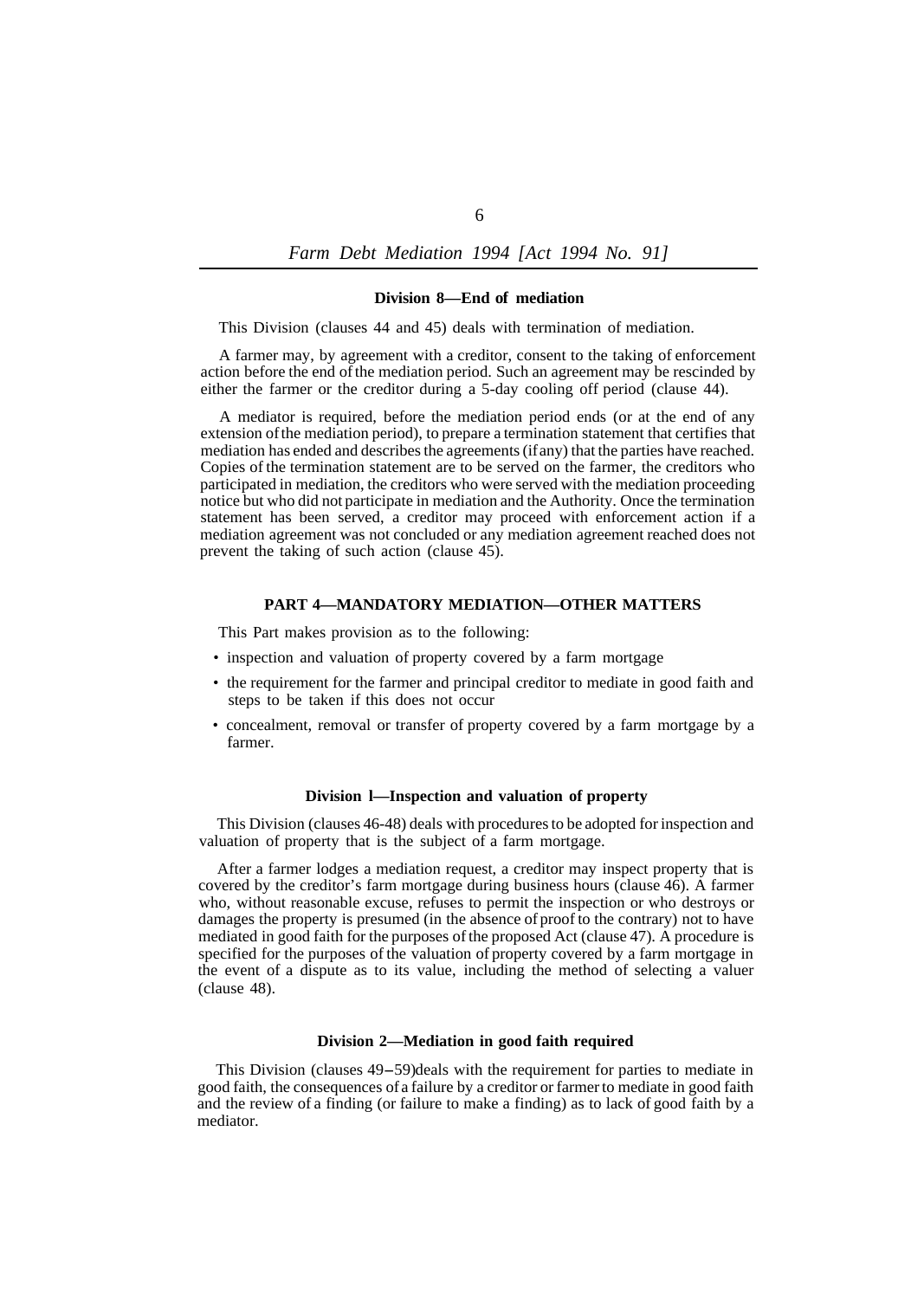**Division 8—End of mediation**

This Division (clauses 44 and 45) deals with termination of mediation.

A farmer may, by agreement with a creditor, consent to the taking of enforcement action before the end of the mediation period. Such an agreement may be rescinded by either the farmer or the creditor during a 5-day cooling off period (clause 44).

A mediator is required, before the mediation period ends (or at the end of any extension of the mediation period), to prepare a termination statement that certifies that mediation has ended and describes the agreements (if any) that the parties have reached. Copies of the termination statement are to be served on the farmer, the creditors who participated in mediation, the creditors who were served with the mediation proceeding notice but who did not participate in mediation and the Authority. Once the termination statement has been served, a creditor may proceed with enforcement action if a mediation agreement was not concluded or any mediation agreement reached does not prevent the taking of such action (clause 45).

**PART 4—MANDATORY MEDIATION—OTHER MATTERS**

This Part makes provision as to the following:

- inspection and valuation of property covered by a farm mortgage
- the requirement for the farmer and principal creditor to mediate in good faith and steps to be taken if this does not occur
- concealment, removal or transfer of property covered by a farm mortgage by a farmer.

**Division l—Inspection and valuation of property**

This Division (clauses 46-48) deals with procedures to be adopted for inspection and valuation of property that is the subject of a farm mortgage.

After a farmer lodges a mediation request, a creditor may inspect property that is covered by the creditor's farm mortgage during business hours (clause 46). A farmer who, without reasonable excuse, refuses to permit the inspection or who destroys or damages the property is presumed (in the absence of proof to the contrary) not to have mediated in good faith for the purposes of the proposed Act (clause 47). A procedure is specified for the purposes of the valuation of property covered by a farm mortgage in the event of a dispute as to its value, including the method of selecting a valuer (clause 48).

**Division 2—Mediation in good faith required**

This Division (clauses 49–59)deals with the requirement for parties to mediate in good faith, the consequences of a failure by a creditor or farmer to mediate in good faith and the review of a finding (or failure to make a finding) as to lack of good faith by a mediator.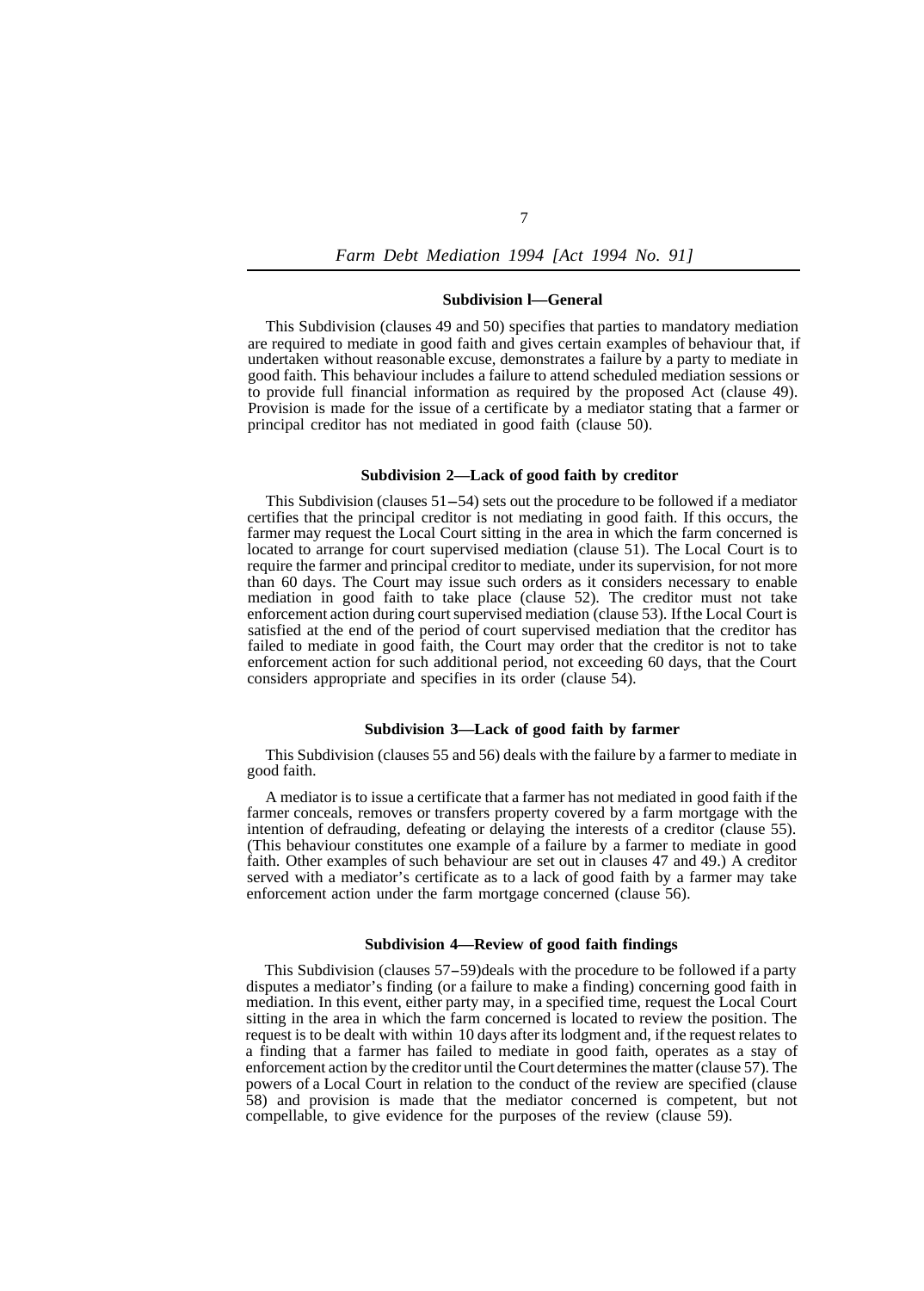#### Subdivision l—General

This Subdivision (clauses 49 and 50) specifies that parties to mandatory mediation are required to mediate in good faith and gives certain examples of behaviour that, if undertaken without reasonable excuse, demonstrates a failure by a party to mediate in good faith. This behaviour includes a failure to attend scheduled mediation sessions or to provide full financial information as required by the proposed Act (clause 49). Provision is made for the issue of a certificate by a mediator stating that a farmer or principal creditor has not mediated in good faith (clause 50).

#### Subdivision 2—Lack of good faith by creditor

This Subdivision (clauses 51–54) sets out the procedure to be followed if a mediator certifies that the principal creditor is not mediating in good faith. If this occurs, the farmer may request the Local Court sitting in the area in which the farm concerned is located to arrange for court supervised mediation (clause 51). The Local Court is to require the farmer and principal creditor to mediate, under its supervision, for not more than 60 days. The Court may issue such orders as it considers necessary to enable mediation in good faith to take place (clause 52). The creditor must not take enforcement action during court supervised mediation (clause 53). If the Local Court is satisfied at the end of the period of court supervised mediation that the creditor has failed to mediate in good faith, the Court may order that the creditor is not to take enforcement action for such additional period, not exceeding 60 days, that the Court considers appropriate and specifies in its order (clause 54).

#### Subdivision 3—Lack of good faith by farmer

This Subdivision (clauses 55 and 56) deals with the failure by a farmer to mediate in good faith.

A mediator is to issue a certificate that a farmer has not mediated in good faith if the farmer conceals, removes or transfers property covered by a farm mortgage with the intention of defrauding, defeating or delaying the interests of a creditor (clause 55). (This behaviour constitutes one example of a failure by a farmer to mediate in good faith. Other examples of such behaviour are set out in clauses 47 and 49.) A creditor served with a mediator's certificate as to a lack of good faith by a farmer may take enforcement action under the farm mortgage concerned (clause 56).

#### Subdivision 4—Review of good faith findings

This Subdivision (clauses 57–59)deals with the procedure to be followed if a party disputes a mediator's finding (or a failure to make a finding) concerning good faith in mediation. In this event, either party may, in a specified time, request the Local Court sitting in the area in which the farm concerned is located to review the position. The request is to be dealt with within 10 days after its lodgment and, if the request relates to a finding that a farmer has failed to mediate in good faith, operates as a stay of enforcement action by the creditor until the Court determines the matter (clause 57). The powers of a Local Court in relation to the conduct of the review are specified (clause 58) and provision is made that the mediator concerned is competent, but not compellable, to give evidence for the purposes of the review (clause 59).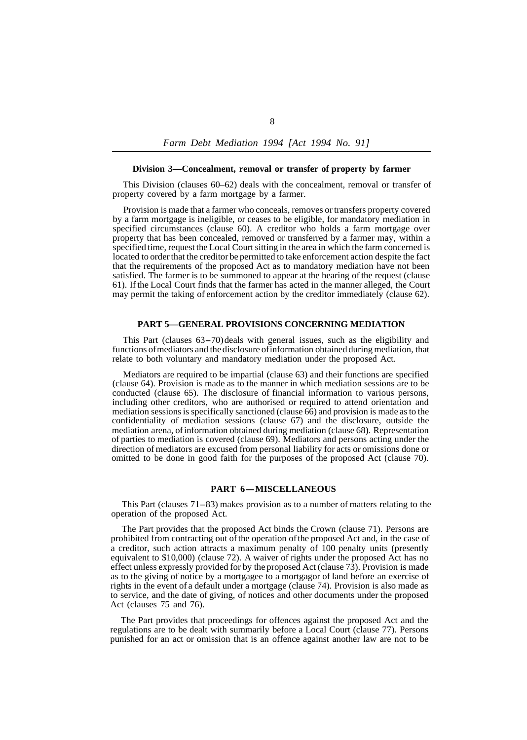### Division 3—Concealment, removal or transfer of property by farmer

This Division (clauses 60–62) deals with the concealment, removal or transfer of property covered by a farm mortgage by a farmer.

Provision is made that a farmer who conceals, removes or transfers property covered by a farm mortgage is ineligible, or ceases to be eligible, for mandatory mediation in specified circumstances (clause 60). A creditor who holds a farm mortgage over property that has been concealed, removed or transferred by a farmer may, within a specified time, request the Local Court sitting in the area in which the farm concerned is located to order that the creditor be permitted to take enforcement action despite the fact that the requirements of the proposed Act as to mandatory mediation have not been satisfied. The farmer is to be summoned to appear at the hearing of the request (clause 61). If the Local Court finds that the farmer has acted in the manner alleged, the Court may permit the taking of enforcement action by the creditor immediately (clause 62).

## PART 5—GENERAL PROVISIONS CONCERNING MEDIATION

This Part (clauses 63–70) deals with general issues, such as the eligibility and functions of mediators and the disclosure of information obtained during mediation, that relate to both voluntary and mandatory mediation under the proposed Act.

Mediators are required to be impartial (clause 63) and their functions are specified (clause 64). Provision is made as to the manner in which mediation sessions are to be conducted (clause 65). The disclosure of financial information to various persons, including other creditors, who are authorised or required to attend orientation and mediation sessions is specifically sanctioned (clause 66) and provision is made as to the confidentiality of mediation sessions (clause 67) and the disclosure, outside the mediation arena, of information obtained during mediation (clause 68). Representation of parties to mediation is covered (clause 69). Mediators and persons acting under the direction of mediators are excused from personal liability for acts or omissions done or omitted to be done in good faith for the purposes of the proposed Act (clause 70).

## PART 6—MISCELLANEOUS

This Part (clauses 71–83) makes provision as to a number of matters relating to the operation of the proposed Act.

The Part provides that the proposed Act binds the Crown (clause 71). Persons are prohibited from contracting out of the operation of the proposed Act and, in the case of a creditor, such action attracts a maximum penalty of 100 penalty units (presently equivalent to $10,000) (clause 72). A waiver of rights under the proposed Act has no effect unless expressly provided for by the proposed Act (clause 73). Provision is made as to the giving of notice by a mortgagee to a mortgagor of land before an exercise of rights in the event of a default under a mortgage (clause 74). Provision is also made as to service, and the date of giving, of notices and other documents under the proposed Act (clauses 75 and 76).

The Part provides that proceedings for offences against the proposed Act and the regulations are to be dealt with summarily before a Local Court (clause 77). Persons punished for an act or omission that is an offence against another law are not to be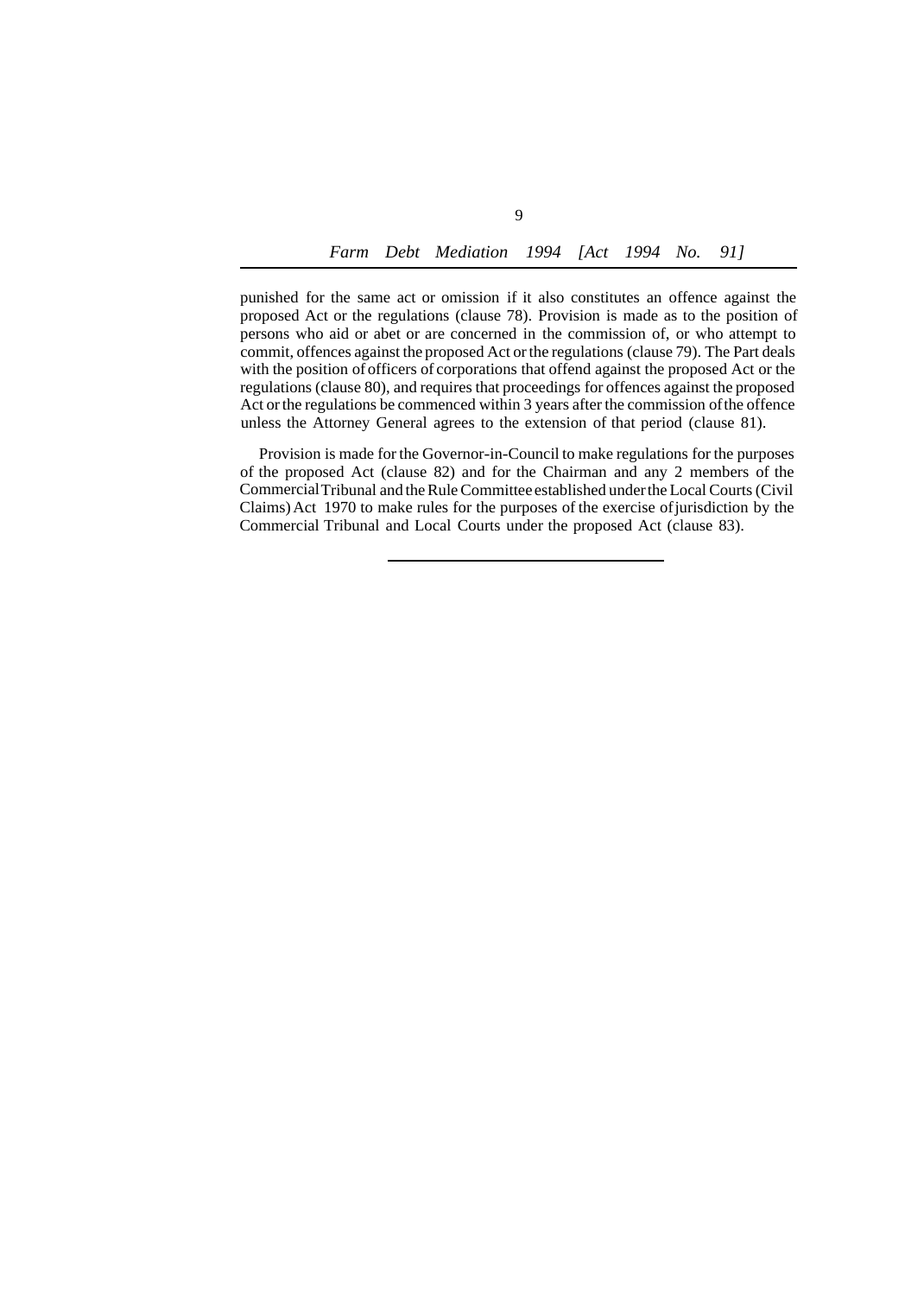punished for the same act or omission if it also constitutes an offence against the proposed Act or the regulations (clause 78). Provision is made as to the position of persons who aid or abet or are concerned in the commission of, or who attempt to commit, offences against the proposed Act or the regulations (clause 79). The Part deals with the position of officers of corporations that offend against the proposed Act or the regulations (clause 80), and requires that proceedings for offences against the proposed Act or the regulations be commenced within 3 years after the commission of the offence unless the Attorney General agrees to the extension of that period (clause 81).

Provision is made for the Governor-in-Council to make regulations for the purposes of the proposed Act (clause 82) and for the Chairman and any 2 members of the Commercial Tribunal and the Rule Committee established under the Local Courts (Civil Claims) Act 1970 to make rules for the purposes of the exercise of jurisdiction by the Commercial Tribunal and Local Courts under the proposed Act (clause 83).

---